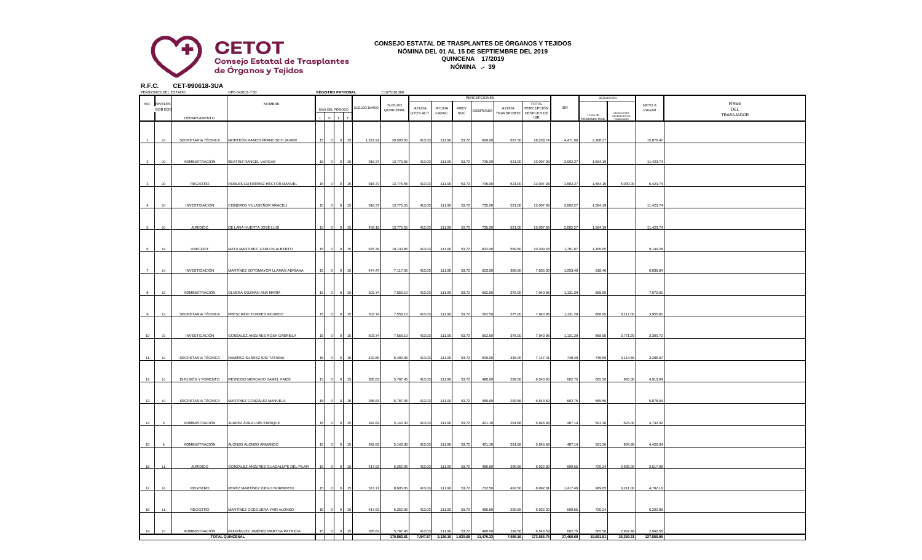**CETOT**
**Consejo Estatal de Trasplantes de Órganos y Tejidos**

**CONSEJO ESTATAL DE TRASPLANTES DE ÓRGANOS Y TEJIDOS**
**NÓMINA DEL 01 AL 15 DE SEPTIEMBRE DEL 2019**
**QUINCENA 17/2019**
**NÓMINA .- 39**

**R.F.C. CET-990618-3UA**

PENSIONES DEL ESTADO DPE-540101-TS0 **REGISTRO PATRONAL:** C1675161388

| NO. | NIVELES GOB EDO | DEPARTAMENTO | NOMBRE | DÍAS DEL PERIODO L | F | L | T | SUELDO DIARIO | SUELDO QUINCENAL | PERCEPCIONES AYUDA GTOS ACT. | AYUDA CAPAC. | PREV SOC | DESPENSA | AYUDA TRANSPORTE | TOTAL PERCEPCIÓN DESPUES DE ISR | ISR | DEDUCCIÓN 11.5% DE PENSIONES TRAB. | DEDUCCIONES INHERENTES AL TRABAJADOR | NETO A PAGAR | FIRMA DEL TRABAJADOR |
|---|---|---|---|---|---|---|---|---|---|---|---|---|---|---|---|---|---|---|---|---|
| 1 | 24 | SECRETARIA TÉCNICA | MONTEÓN RAMOS FRANCISCO JAVIER | 15 | 0 | 0 | 15 | 1,372.91 | 20,593.65 | 413.03 | 111.90 | 53.72 | 900.00 | 637.50 | 18,238.74 | 4,471.06 | 2,368.27 | | 15,870.47 | |
| 2 | 20 | ADMINISTRACIÓN | BEATRIZ RANGEL VARGAS | 15 | 0 | 0 | 15 | 918.37 | 13,775.55 | 413.03 | 111.90 | 53.72 | 735.00 | 521.00 | 13,007.93 | 2,602.27 | 1,584.19 | | 11,423.74 | |
| 3 | 20 | REGISTRO | ROBLES GUTIÉRREZ HÉCTOR MANUEL | 15 | 0 | 0 | 15 | 918.37 | 13,775.55 | 413.03 | 111.90 | 53.72 | 735.00 | 521.00 | 13,007.93 | 2,602.27 | 1,584.19 | 5,000.00 | 6,423.74 | |
| 4 | 20 | INVESTIGACIÓN | CISNEROS VILLASEÑOR ARACELI | 15 | 0 | 0 | 15 | 918.37 | 13,775.55 | 413.03 | 111.90 | 53.72 | 735.00 | 521.00 | 13,007.93 | 2,602.27 | 1,584.19 | | 11,423.74 | |
| 5 | 20 | JURÍDICO | DE LARA HUERTA JOSÉ LUIS | 15 | 0 | 0 | 15 | 459.18 | 13,775.55 | 413.03 | 111.90 | 53.72 | 735.00 | 521.00 | 13,007.93 | 2,602.27 | 1,584.19 | | 11,423.74 | |
| 6 | 18 | UNECDOT | MATA MARTINEZ CARLOS ALBERTO | 15 | 0 | 0 | 15 | 675.39 | 10,130.85 | 413.03 | 111.90 | 53.72 | 832.00 | 559.50 | 10,309.33 | 1,791.67 | 1,165.05 | | 9,144.28 | |
| 7 | 14 | INVESTIGACIÓN | MARTÍNEZ SOTOMAYOR LLAMAS ADRIANA | 15 | 0 | 0 | 15 | 474.47 | 7,117.05 | 413.03 | 111.90 | 53.72 | 623.50 | 389.50 | 7,655.30 | 1,053.40 | 818.46 | | 6,836.84 | |
| 8 | 15 | ADMINISTRACIÓN | OLVERA GUZMÁN ANA MARÍA | 15 | 0 | 0 | 15 | 503.74 | 7,556.10 | 413.03 | 111.90 | 53.72 | 562.50 | 375.00 | 7,940.96 | 1,131.29 | 868.95 | | 7,072.01 | |
| 9 | 15 | SECRETARIA TÉCNICA | PRESCIADO TORRES RICARDO | 15 | 0 | 0 | 15 | 503.74 | 7,556.10 | 413.03 | 111.90 | 53.72 | 562.50 | 375.00 | 7,940.96 | 1,131.29 | 868.95 | 3,117.00 | 3,955.01 | |
| 10 | 20 | INVESTIGACIÓN | GONZÁLEZ ANZURES ROSA GABRIELA | 15 | 0 | 0 | 15 | 503.74 | 7,556.10 | 413.03 | 111.90 | 53.72 | 562.50 | 375.00 | 7,940.96 | 1,131.29 | 868.95 | 3,771.29 | 3,300.72 | |
| 11 | 12 | SECRETARIA TÉCNICA | RAMÍREZ SUÁREZ SISI TATIANA | 15 | 0 | 0 | 15 | 432.80 | 6,492.06 | 413.03 | 111.90 | 53.72 | 509.00 | 316.00 | 7,147.21 | 748.49 | 746.59 | 3,114.56 | 3,286.07 | |
| 12 | 10 | DIFUSIÓN Y FOMENTO | REYNOSO MERCADO YAMEL HAIDE | 15 | 0 | 0 | 15 | 385.83 | 5,787.45 | 413.03 | 111.90 | 53.72 | 480.69 | 299.56 | 6,543.60 | 602.75 | 665.56 | 965.00 | 4,913.04 | |
| 13 | 10 | SECRETARIA TÉCNICA | MARTÍNEZ GONZÁLEZ MANUELA | 15 | 0 | 0 | 15 | 385.83 | 5,787.45 | 413.03 | 111.90 | 53.72 | 480.69 | 299.56 | 6,543.59 | 602.75 | 665.56 | | 5,878.04 | |
| 14 | 9 | ADMINISTRACIÓN | JUÁREZ ÁVILA LUÍS ENRIQUE | 15 | 0 | 0 | 15 | 342.82 | 5,142.30 | 413.03 | 111.90 | 53.72 | 421.19 | 291.68 | 5,946.68 | 487.14 | 591.36 | 623.00 | 4,732.32 | |
| 15 | 9 | ADMINISTRACIÓN | ALONZO ALONZO ARMANDO | 15 | 0 | 0 | 15 | 342.82 | 5,142.30 | 413.03 | 111.90 | 53.72 | 421.19 | 291.68 | 5,946.68 | 487.14 | 591.36 | 934.98 | 4,420.34 | |
| 16 | 11 | JURÍDICO | GONZÁLEZ ANZURES GUADALUPE DEL PILAR | 15 | 0 | 0 | 15 | 417.53 | 6,262.95 | 413.03 | 111.90 | 53.72 | 480.69 | 299.56 | 6,922.30 | 699.55 | 720.24 | 2,685.00 | 3,517.06 | |
| 17 | 16 | REGISTRO | PEREZ MARTÍNEZ DIEGO NORBERTO | 15 | 0 | 0 | 15 | 573.71 | 8,605.65 | 413.03 | 111.90 | 53.72 | 732.50 | 493.50 | 8,992.81 | 1,417.49 | 989.65 | 3,211.00 | 4,792.16 | |
| 18 | 11 | REGISTRO | MARTÍNEZ OCEGUERA YAIR ALONSO | 15 | 0 | 0 | 15 | 417.53 | 6,262.95 | 413.03 | 111.90 | 53.72 | 480.69 | 299.56 | 6,922.30 | 699.55 | 720.24 | | 6,202.06 | |
| 19 | 10 | ADMINISTRACIÓN | RODRÍGUEZ JIMÉNEZ MARTHA PATRICIA | 15 | 0 | 0 | 15 | 385.83 | 5,787.45 | 413.03 | 111.90 | 53.72 | 480.69 | 299.56 | 6,543.59 | 602.75 | 665.56 | 2,937.48 | 2,940.56 | |
| | | TOTAL QUINCENAL | | | | | | | 170,882.61 | 7,847.57 | 2,126.10 | 1,020.68 | 11,470.33 | 7,686.16 | 173,566.75 | 27,466.68 | 19,651.51 | 26,359.31 | 127,555.95 | |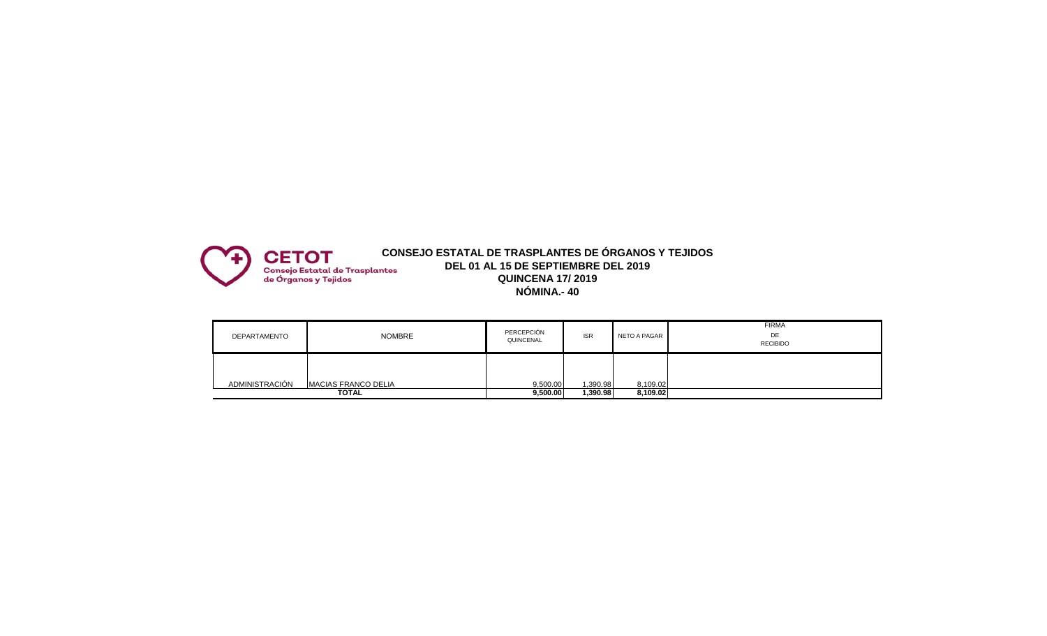CETOT
Consejo Estatal de Trasplantes de Órganos y Tejidos

**CONSEJO ESTATAL DE TRASPLANTES DE ÓRGANOS Y TEJIDOS**
**DEL 01 AL 15 DE SEPTIEMBRE DEL 2019**
**QUINCENA 17/ 2019**
**NÓMINA.- 40**

| DEPARTAMENTO | NOMBRE | PERCEPCIÓN QUINCENAL | ISR | NETO A PAGAR | FIRMA DE RECIBIDO |
|---|---|---|---|---|---|
| ADMINISTRACIÓN | MACIAS FRANCO DELIA | 9,500.00 | 1,390.98 | 8,109.02 | |
| **TOTAL** | | **9,500.00** | **1,390.98** | **8,109.02** | |